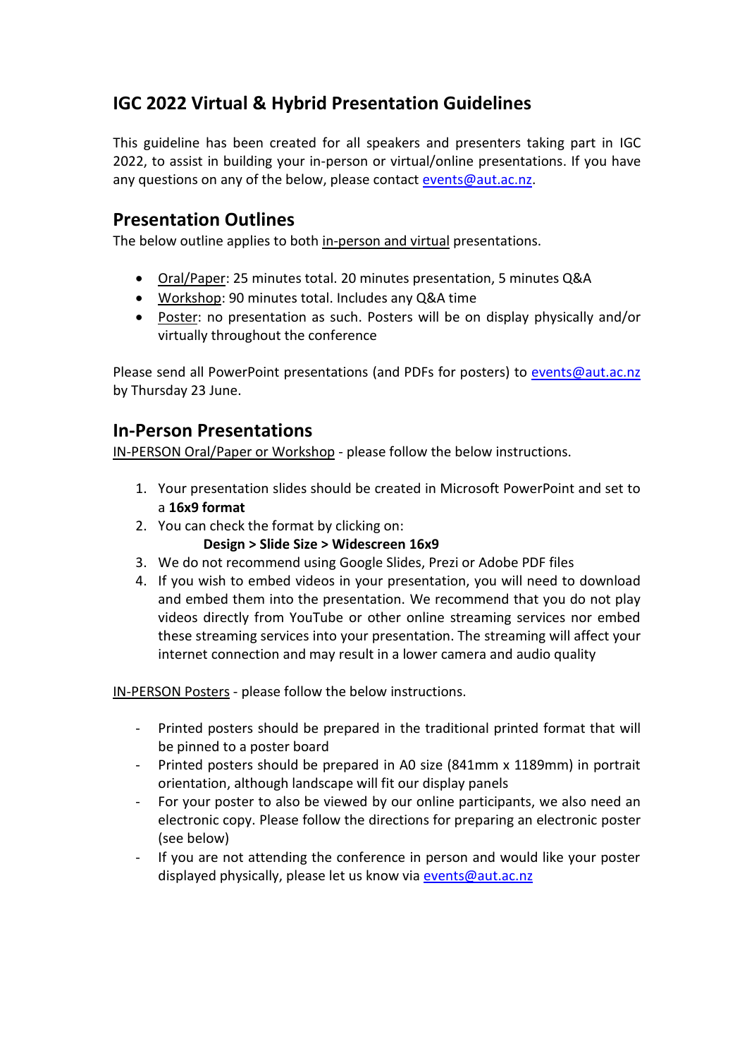# IGC 2022 Virtual & Hybrid Presentation Guidelines

This guideline has been created for all speakers and presenters taking part in IGC 2022, to assist in building your in-person or virtual/online presentations. If you have any questions on any of the below, please contact events@aut.ac.nz.

## Presentation Outlines

The below outline applies to both in-person and virtual presentations.

- Oral/Paper: 25 minutes total. 20 minutes presentation, 5 minutes Q&A
- Workshop: 90 minutes total. Includes any Q&A time
- Poster: no presentation as such. Posters will be on display physically and/or virtually throughout the conference

Please send all PowerPoint presentations (and PDFs for posters) to events@aut.ac.nz by Thursday 23 June.

## In-Person Presentations

IN-PERSON Oral/Paper or Workshop - please follow the below instructions.

1. Your presentation slides should be created in Microsoft PowerPoint and set to a **16x9 format**
2. You can check the format by clicking on:
   **Design > Slide Size > Widescreen 16x9**
3. We do not recommend using Google Slides, Prezi or Adobe PDF files
4. If you wish to embed videos in your presentation, you will need to download and embed them into the presentation. We recommend that you do not play videos directly from YouTube or other online streaming services nor embed these streaming services into your presentation. The streaming will affect your internet connection and may result in a lower camera and audio quality

IN-PERSON Posters - please follow the below instructions.

- Printed posters should be prepared in the traditional printed format that will be pinned to a poster board
- Printed posters should be prepared in A0 size (841mm x 1189mm) in portrait orientation, although landscape will fit our display panels
- For your poster to also be viewed by our online participants, we also need an electronic copy. Please follow the directions for preparing an electronic poster (see below)
- If you are not attending the conference in person and would like your poster displayed physically, please let us know via events@aut.ac.nz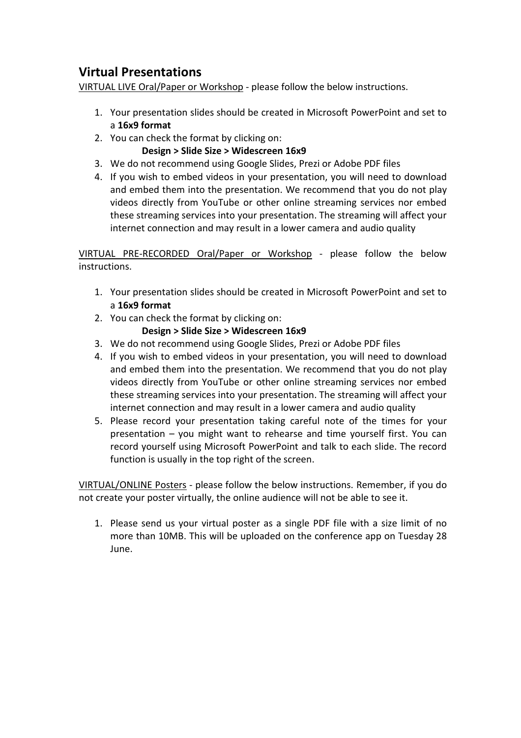## Virtual Presentations

VIRTUAL LIVE Oral/Paper or Workshop - please follow the below instructions.

1. Your presentation slides should be created in Microsoft PowerPoint and set to a **16x9 format**
2. You can check the format by clicking on:
   **Design > Slide Size > Widescreen 16x9**
3. We do not recommend using Google Slides, Prezi or Adobe PDF files
4. If you wish to embed videos in your presentation, you will need to download and embed them into the presentation. We recommend that you do not play videos directly from YouTube or other online streaming services nor embed these streaming services into your presentation. The streaming will affect your internet connection and may result in a lower camera and audio quality

VIRTUAL PRE-RECORDED Oral/Paper or Workshop - please follow the below instructions.

1. Your presentation slides should be created in Microsoft PowerPoint and set to a **16x9 format**
2. You can check the format by clicking on:
   **Design > Slide Size > Widescreen 16x9**
3. We do not recommend using Google Slides, Prezi or Adobe PDF files
4. If you wish to embed videos in your presentation, you will need to download and embed them into the presentation. We recommend that you do not play videos directly from YouTube or other online streaming services nor embed these streaming services into your presentation. The streaming will affect your internet connection and may result in a lower camera and audio quality
5. Please record your presentation taking careful note of the times for your presentation – you might want to rehearse and time yourself first. You can record yourself using Microsoft PowerPoint and talk to each slide. The record function is usually in the top right of the screen.

VIRTUAL/ONLINE Posters - please follow the below instructions. Remember, if you do not create your poster virtually, the online audience will not be able to see it.

1. Please send us your virtual poster as a single PDF file with a size limit of no more than 10MB. This will be uploaded on the conference app on Tuesday 28 June.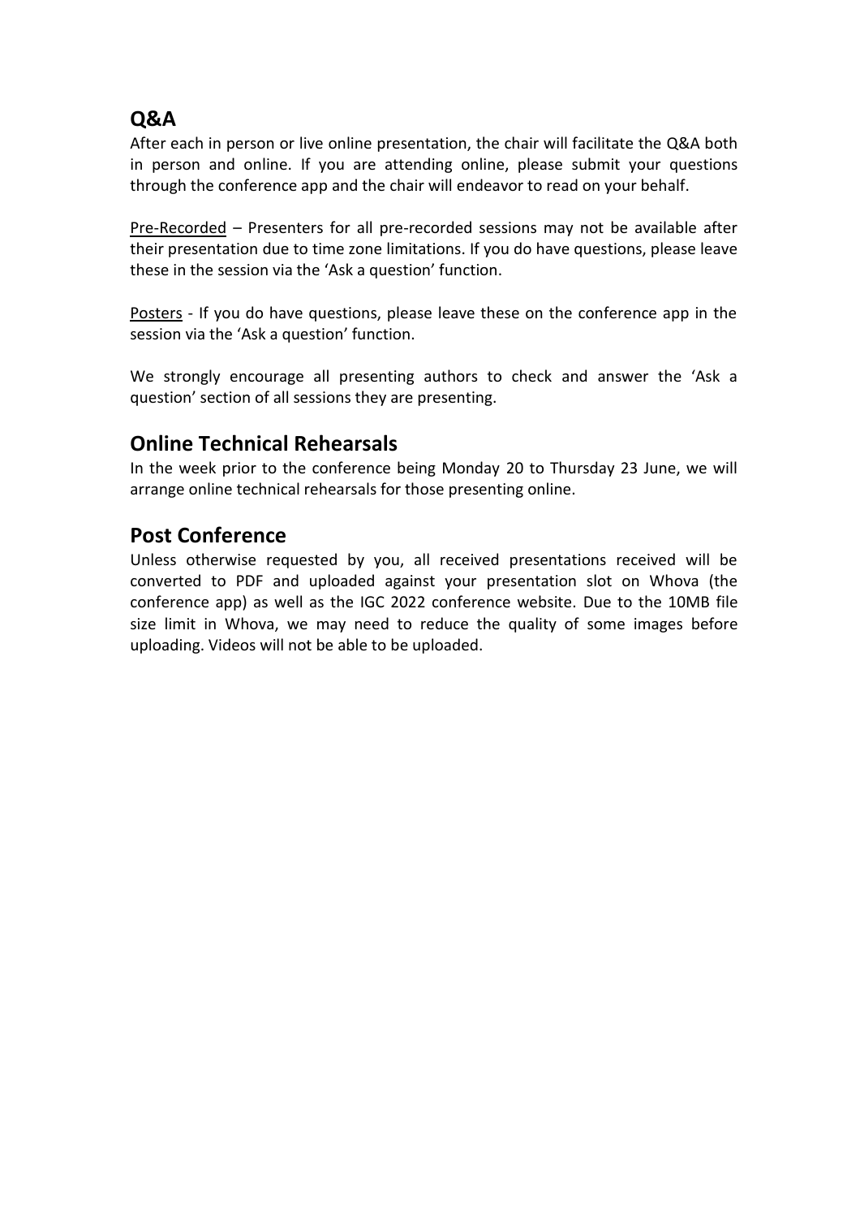## Q&A

After each in person or live online presentation, the chair will facilitate the Q&A both in person and online. If you are attending online, please submit your questions through the conference app and the chair will endeavor to read on your behalf.

Pre-Recorded – Presenters for all pre-recorded sessions may not be available after their presentation due to time zone limitations. If you do have questions, please leave these in the session via the 'Ask a question' function.

Posters - If you do have questions, please leave these on the conference app in the session via the 'Ask a question' function.

We strongly encourage all presenting authors to check and answer the 'Ask a question' section of all sessions they are presenting.

## Online Technical Rehearsals

In the week prior to the conference being Monday 20 to Thursday 23 June, we will arrange online technical rehearsals for those presenting online.

## Post Conference

Unless otherwise requested by you, all received presentations received will be converted to PDF and uploaded against your presentation slot on Whova (the conference app) as well as the IGC 2022 conference website. Due to the 10MB file size limit in Whova, we may need to reduce the quality of some images before uploading. Videos will not be able to be uploaded.